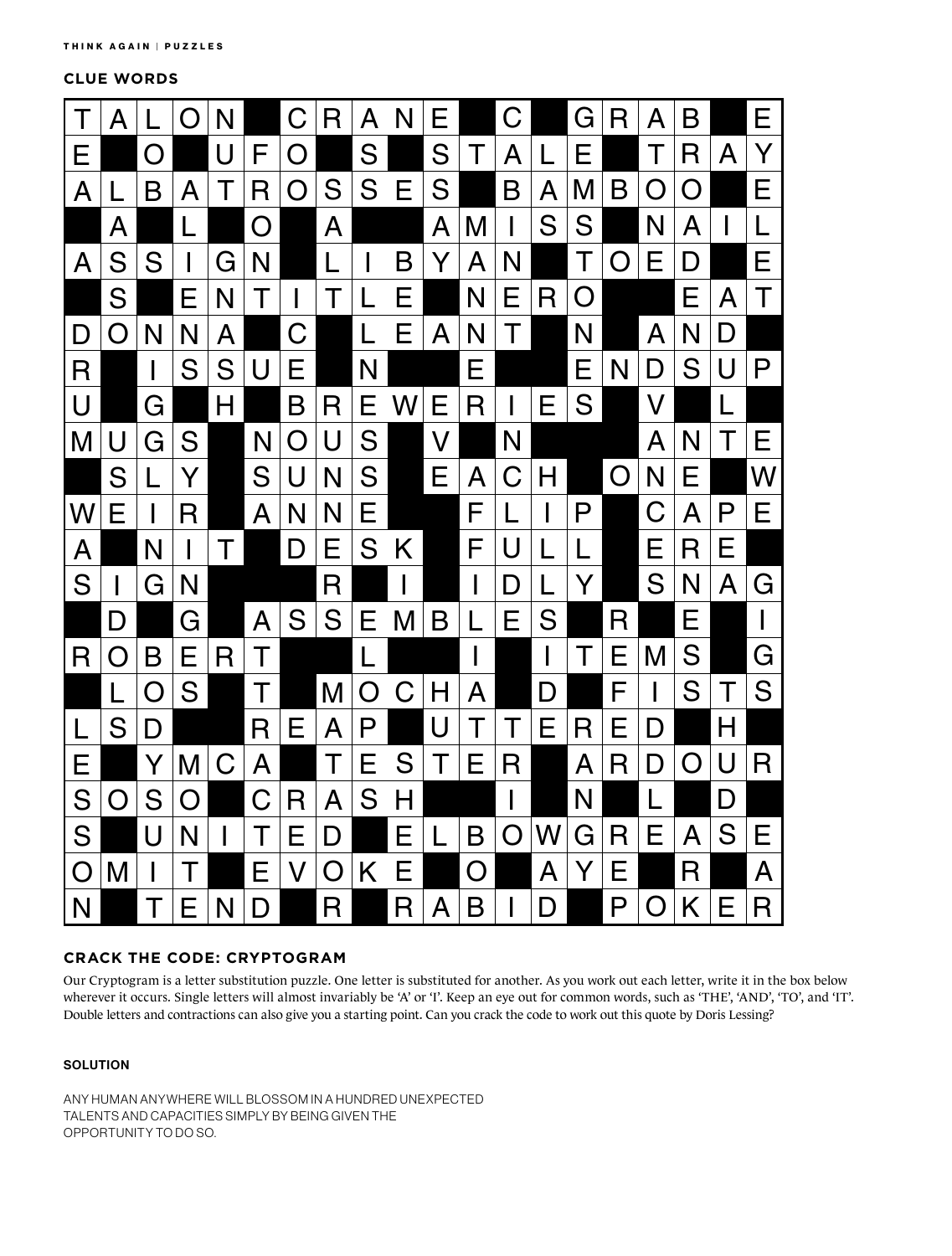### CLUE WORDS

| T | A | L | O | N | | C | R | A | N | E | | C | | G | R | A | B | | E |
|---|---|---|---|---|---|---|---|---|---|---|---|---|---|---|---|---|---|---|---|
| E | | O | | U | F | O | | S | | S | T | A | L | E | | T | R | A | Y |
| A | L | B | A | T | R | O | S | S | E | S | | B | A | M | B | O | O | | E |
| | A | | L | | O | | A | | | A | M | I | S | S | | N | A | I | L |
| A | S | S | I | G | N | | L | I | B | Y | A | N | | T | O | E | D | | E |
| | S | | E | N | T | I | T | L | E | | N | E | R | O | | | E | A | T |
| D | O | N | N | A | | C | | L | E | A | N | T | | N | | A | N | D | |
| R | | I | S | S | U | E | | N | | | E | | | E | N | D | S | U | P |
| U | | G | | H | | B | R | E | W | E | R | I | E | S | | V | | L | |
| M | U | G | S | | N | O | U | S | | V | | N | | | | A | N | T | E |
| | S | L | Y | | S | U | N | S | | E | A | C | H | | O | N | E | | W |
| W | E | I | R | | A | N | N | E | | | F | L | I | P | | C | A | P | E |
| A | | N | I | T | | D | E | S | K | | F | U | L | L | | E | R | E | |
| S | I | G | N | | | | R | | I | | I | D | L | Y | | S | N | A | G |
| | D | | G | | A | S | S | E | M | B | L | E | S | | R | | E | | I |
| R | O | B | E | R | T | | | L | | | I | | I | T | E | M | S | | G |
| | L | O | S | | T | | M | O | C | H | A | | D | | F | I | S | T | S |
| L | S | D | | | R | E | A | P | | U | T | T | E | R | E | D | | H | |
| E | | Y | M | C | A | | T | E | S | T | E | R | | A | R | D | O | U | R |
| S | O | S | O | | C | R | A | S | H | | | I | | N | | L | | D | |
| S | | U | N | I | T | E | D | | E | L | B | O | W | G | R | E | A | S | E |
| O | M | I | T | | E | V | O | K | E | | O | | A | Y | E | | R | | A |
| N | | T | E | N | D | | R | | R | A | B | I | D | | P | O | K | E | R |

### CRACK THE CODE: CRYPTOGRAM

Our Cryptogram is a letter substitution puzzle. One letter is substituted for another. As you work out each letter, write it in the box below wherever it occurs. Single letters will almost invariably be 'A' or 'I'. Keep an eye out for common words, such as 'THE', 'AND', 'TO', and 'IT'. Double letters and contractions can also give you a starting point. Can you crack the code to work out this quote by Doris Lessing?

#### SOLUTION

ANY HUMAN ANYWHERE WILL BLOSSOM IN A HUNDRED UNEXPECTED TALENTS AND CAPACITIES SIMPLY BY BEING GIVEN THE OPPORTUNITY TO DO SO.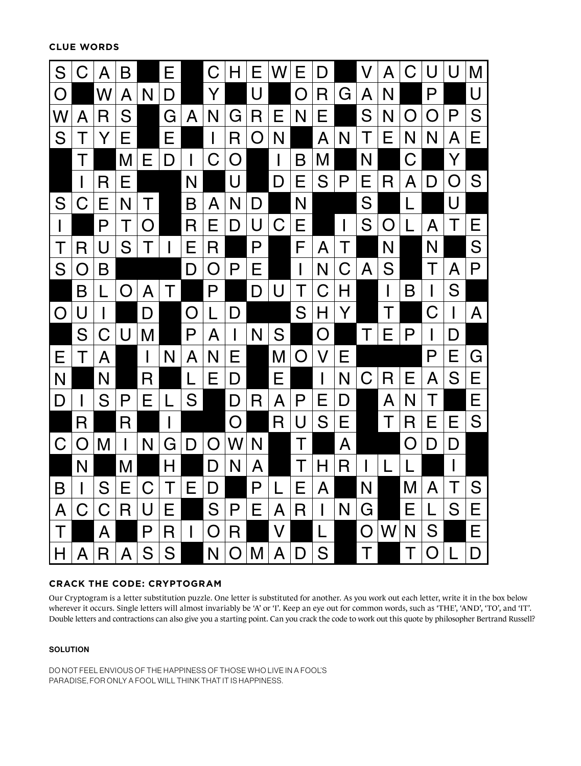**CLUE WORDS**

| | | | | | | | | | | | | | | | | | | | |
|---|---|---|---|---|---|---|---|---|---|---|---|---|---|---|---|---|---|---|---|
| S | C | A | B | | E | | C | H | E | W | E | D | | V | A | C | U | U | M |
| O | | W | A | N | D | | Y | | U | | O | R | G | A | N | | P | | U |
| W | A | R | S | | G | A | N | G | R | E | N | E | | S | N | O | O | P | S |
| S | T | Y | E | | E | | I | R | O | N | | A | N | T | E | N | N | A | E |
| | T | | M | E | D | I | C | O | | I | B | M | | N | | C | | Y | |
| | I | R | E | | | N | | U | | D | E | S | P | E | R | A | D | O | S |
| S | C | E | N | T | | B | A | N | D | | N | | | S | | L | | U | |
| I | | P | T | O | | R | E | D | U | C | E | | I | S | O | L | A | T | E |
| T | R | U | S | T | I | E | R | | P | | F | A | T | | N | | N | | S |
| S | O | B | | | | D | O | P | E | | I | N | C | A | S | | T | A | P |
| | B | L | O | A | T | | P | | D | U | T | C | H | | I | B | I | S | |
| O | U | I | | D | | O | L | D | | | S | H | Y | | T | | C | I | A |
| | S | C | U | M | | P | A | I | N | S | | O | | T | E | P | I | D | |
| E | T | A | | I | N | A | N | E | | M | O | V | E | | | | P | E | G |
| N | | N | | R | | L | E | D | | E | | I | N | C | R | E | A | S | E |
| D | I | S | P | E | L | S | | D | R | A | P | E | D | | A | N | T | | E |
| | R | | R | | I | | | O | | R | U | S | E | | T | R | E | E | S |
| C | O | M | I | N | G | D | O | W | N | | T | | A | | | O | D | D | |
| | N | | M | | H | | D | N | A | | T | H | R | I | L | L | | I | |
| B | I | S | E | C | T | E | D | | P | L | E | A | | N | | M | A | T | S |
| A | C | C | R | U | E | | S | P | E | A | R | I | N | G | | E | L | S | E |
| T | | A | | P | R | I | O | R | | V | | L | | O | W | N | S | | E |
| H | A | R | A | S | S | | N | O | M | A | D | S | | T | | T | O | L | D |

**CRACK THE CODE: CRYPTOGRAM**

Our Cryptogram is a letter substitution puzzle. One letter is substituted for another. As you work out each letter, write it in the box below wherever it occurs. Single letters will almost invariably be 'A' or 'I'. Keep an eye out for common words, such as 'THE', 'AND', 'TO', and 'IT'. Double letters and contractions can also give you a starting point. Can you crack the code to work out this quote by philosopher Bertrand Russell?

**SOLUTION**

DO NOT FEEL ENVIOUS OF THE HAPPINESS OF THOSE WHO LIVE IN A FOOL'S PARADISE, FOR ONLY A FOOL WILL THINK THAT IT IS HAPPINESS.